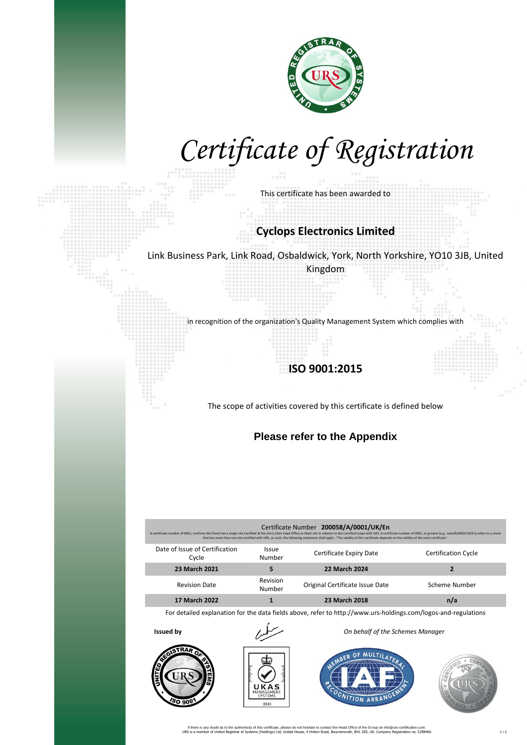# Certificate of Registration

This certificate has been awarded to

## Cyclops Electronics Limited

Link Business Park, Link Road, Osbaldwick, York, North Yorkshire, YO10 3JB, United Kingdom

in recognition of the organization's Quality Management System which complies with

## ISO 9001:2015

The scope of activities covered by this certificate is defined below

**Please refer to the Appendix**

Certificate Number **200058/A/0001/UK/En**

A certificate number of 0001, confirms the Client has a single site Certified & the site is their Head Office or Main site in relation to the Certified scope with URS. A certificate number of 0002, or greater (e.g.: xxxx/8/0002/UK/En) refers to a client that has more than one site certified with URS, as such, the following statement shall apply - 'The validity of this certificate depends on the validity of the main certificate'.

| Date of Issue of Certification Cycle | Issue Number | Certificate Expiry Date | Certification Cycle |
|---|---|---|---|
| **23 March 2021** | **5** | **22 March 2024** | **2** |
| Revision Date | Revision Number | Original Certificate Issue Date | Scheme Number |
| **17 March 2022** | **1** | **23 March 2018** | **n/a** |

For detailed explanation for the data fields above, refer to http://www.urs-holdings.com/logos-and-regulations

**Issued by**

*On behalf of the Schemes Manager*

If there is any doubt as to the authenticity of this certificate, please do not hesitate to contact the Head Office of the Group on info@urs-certification.com.
URS is a member of United Registrar of Systems (Holdings) Ltd, United House, 4 Hinton Road, Bournemouth, BH1 2EE, UK. Company Registration no. 5298466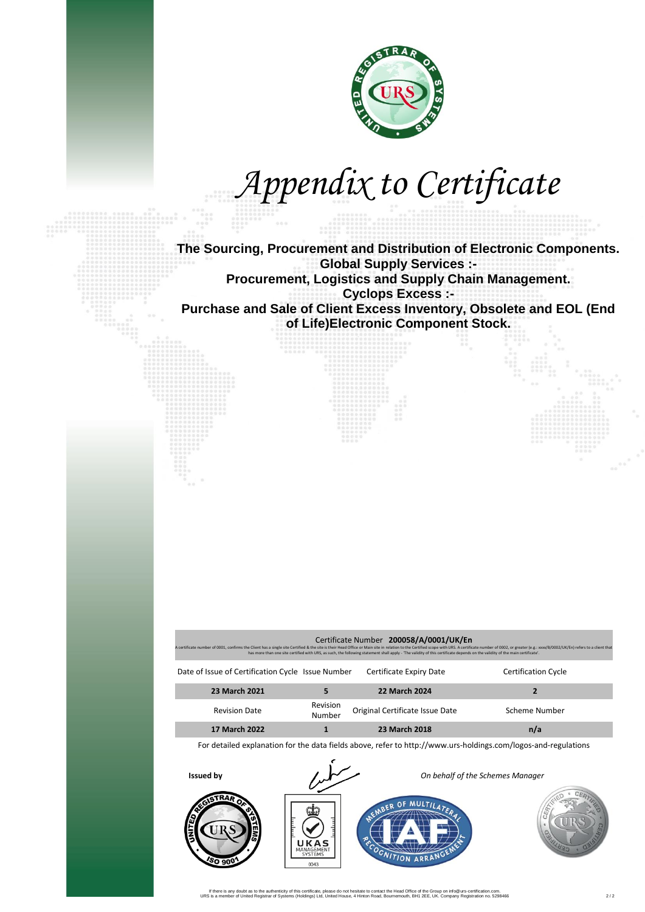# Appendix to Certificate

**The Sourcing, Procurement and Distribution of Electronic Components.**
**Global Supply Services :-**
**Procurement, Logistics and Supply Chain Management.**
**Cyclops Excess :-**
**Purchase and Sale of Client Excess Inventory, Obsolete and EOL (End of Life)Electronic Component Stock.**

Certificate Number **200058/A/0001/UK/En**

A certificate number of 0001, confirms the Client has a single site Certified & the site is their Head Office or Main site in relation to the Certified scope with URS. A certificate number of 0002, or greater (e.g.: xxxx/B/0002/UK/En) refers to a client that has more than one site certified with URS, as such, the following statement shall apply - 'The validity of this certificate depends on the validity of the main certificate'.

| Date of Issue of Certification Cycle | Issue Number | Certificate Expiry Date | Certification Cycle |
|---|---|---|---|
| **23 March 2021** | **5** | **22 March 2024** | **2** |
| Revision Date | Revision Number | Original Certificate Issue Date | Scheme Number |
| **17 March 2022** | **1** | **23 March 2018** | **n/a** |

For detailed explanation for the data fields above, refer to http://www.urs-holdings.com/logos-and-regulations

**Issued by**

*On behalf of the Schemes Manager*

ISO 9001

UKAS MANAGEMENT SYSTEMS 0043

MEMBER OF MULTILATERAL RECOGNITION ARRANGEMENT IAF

If there is any doubt as to the authenticity of this certificate, please do not hesitate to contact the Head Office of the Group on info@urs-certification.com.
URS is a member of United Registrar of Systems (Holdings) Ltd, United House, 4 Hinton Road, Bournemouth, BH1 2EE, UK. Company Registration no. 5298466